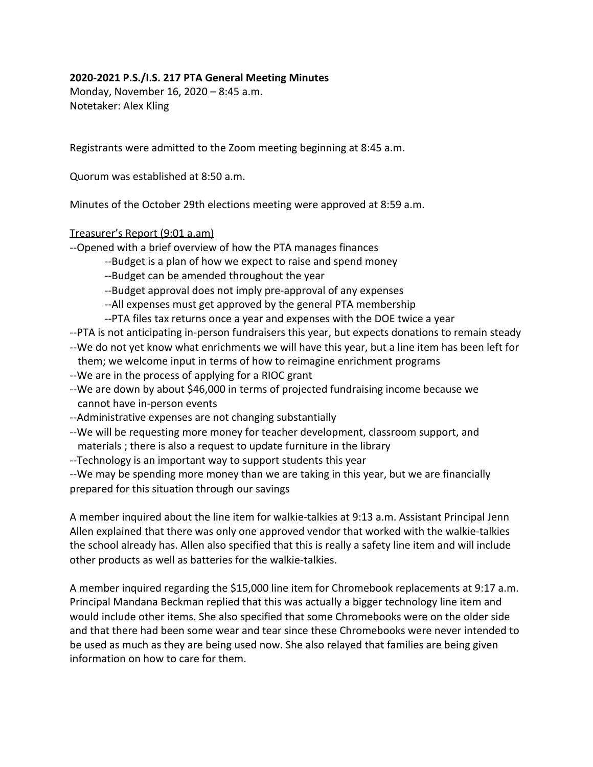**2020-2021 P.S./I.S. 217 PTA General Meeting Minutes**

Monday, November 16, 2020 – 8:45 a.m.

Notetaker: Alex Kling

Registrants were admitted to the Zoom meeting beginning at 8:45 a.m.

Quorum was established at 8:50 a.m.

Minutes of the October 29th elections meeting were approved at 8:59 a.m.

<u>Treasurer's Report (9:01 a.am)</u>

--Opened with a brief overview of how the PTA manages finances

  --Budget is a plan of how we expect to raise and spend money

  --Budget can be amended throughout the year

  --Budget approval does not imply pre-approval of any expenses

  --All expenses must get approved by the general PTA membership

  --PTA files tax returns once a year and expenses with the DOE twice a year

--PTA is not anticipating in-person fundraisers this year, but expects donations to remain steady

--We do not yet know what enrichments we will have this year, but a line item has been left for them; we welcome input in terms of how to reimagine enrichment programs

--We are in the process of applying for a RIOC grant

--We are down by about $46,000 in terms of projected fundraising income because we cannot have in-person events

--Administrative expenses are not changing substantially

--We will be requesting more money for teacher development, classroom support, and materials ; there is also a request to update furniture in the library

--Technology is an important way to support students this year

--We may be spending more money than we are taking in this year, but we are financially prepared for this situation through our savings

A member inquired about the line item for walkie-talkies at 9:13 a.m. Assistant Principal Jenn Allen explained that there was only one approved vendor that worked with the walkie-talkies the school already has. Allen also specified that this is really a safety line item and will include other products as well as batteries for the walkie-talkies.

A member inquired regarding the $15,000 line item for Chromebook replacements at 9:17 a.m. Principal Mandana Beckman replied that this was actually a bigger technology line item and would include other items. She also specified that some Chromebooks were on the older side and that there had been some wear and tear since these Chromebooks were never intended to be used as much as they are being used now. She also relayed that families are being given information on how to care for them.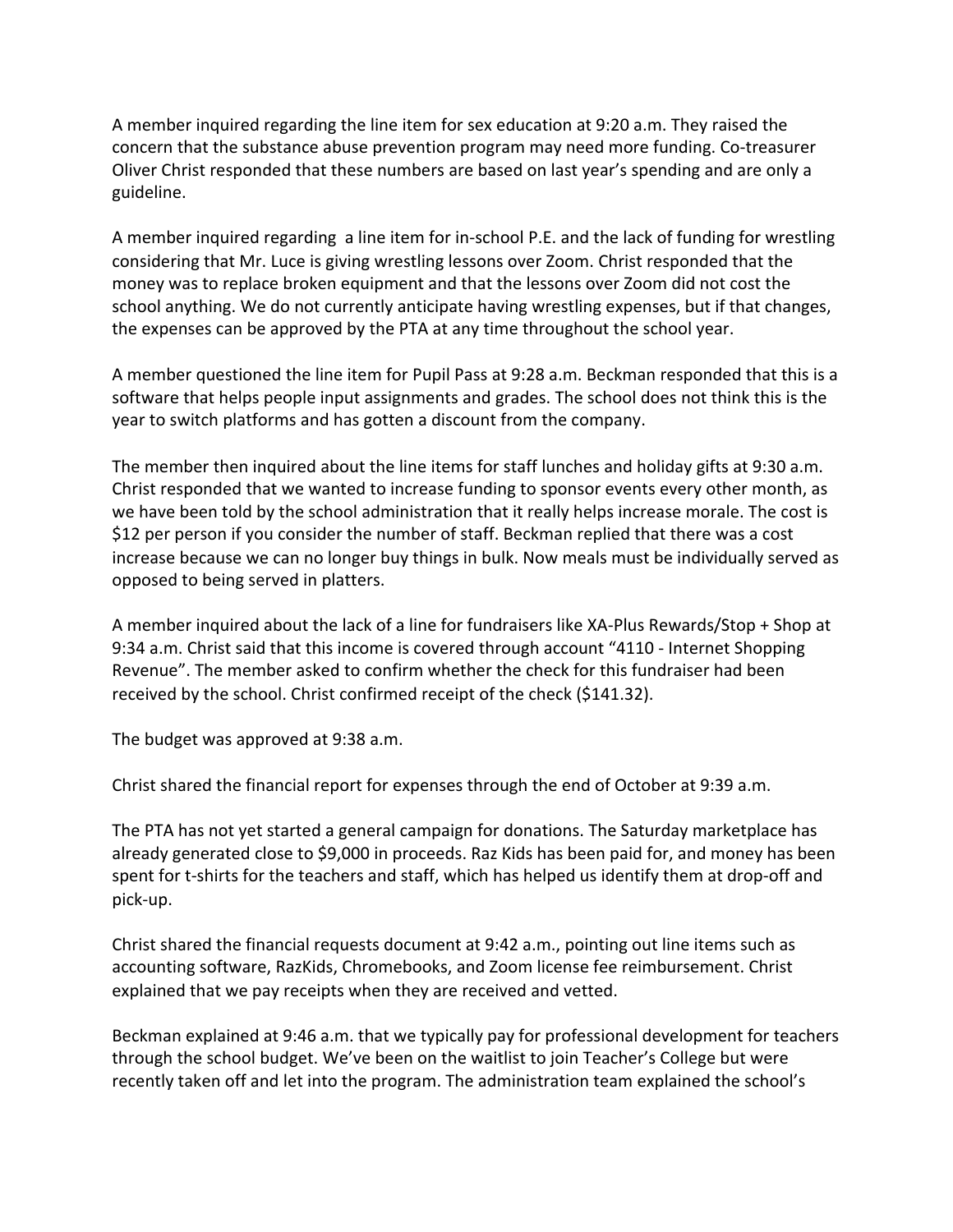A member inquired regarding the line item for sex education at 9:20 a.m. They raised the concern that the substance abuse prevention program may need more funding. Co-treasurer Oliver Christ responded that these numbers are based on last year's spending and are only a guideline.

A member inquired regarding a line item for in-school P.E. and the lack of funding for wrestling considering that Mr. Luce is giving wrestling lessons over Zoom. Christ responded that the money was to replace broken equipment and that the lessons over Zoom did not cost the school anything. We do not currently anticipate having wrestling expenses, but if that changes, the expenses can be approved by the PTA at any time throughout the school year.

A member questioned the line item for Pupil Pass at 9:28 a.m. Beckman responded that this is a software that helps people input assignments and grades. The school does not think this is the year to switch platforms and has gotten a discount from the company.

The member then inquired about the line items for staff lunches and holiday gifts at 9:30 a.m. Christ responded that we wanted to increase funding to sponsor events every other month, as we have been told by the school administration that it really helps increase morale. The cost is $12 per person if you consider the number of staff. Beckman replied that there was a cost increase because we can no longer buy things in bulk. Now meals must be individually served as opposed to being served in platters.

A member inquired about the lack of a line for fundraisers like XA-Plus Rewards/Stop + Shop at 9:34 a.m. Christ said that this income is covered through account "4110 - Internet Shopping Revenue". The member asked to confirm whether the check for this fundraiser had been received by the school. Christ confirmed receipt of the check ($141.32).

The budget was approved at 9:38 a.m.

Christ shared the financial report for expenses through the end of October at 9:39 a.m.

The PTA has not yet started a general campaign for donations. The Saturday marketplace has already generated close to $9,000 in proceeds. Raz Kids has been paid for, and money has been spent for t-shirts for the teachers and staff, which has helped us identify them at drop-off and pick-up.

Christ shared the financial requests document at 9:42 a.m., pointing out line items such as accounting software, RazKids, Chromebooks, and Zoom license fee reimbursement. Christ explained that we pay receipts when they are received and vetted.

Beckman explained at 9:46 a.m. that we typically pay for professional development for teachers through the school budget. We've been on the waitlist to join Teacher's College but were recently taken off and let into the program. The administration team explained the school's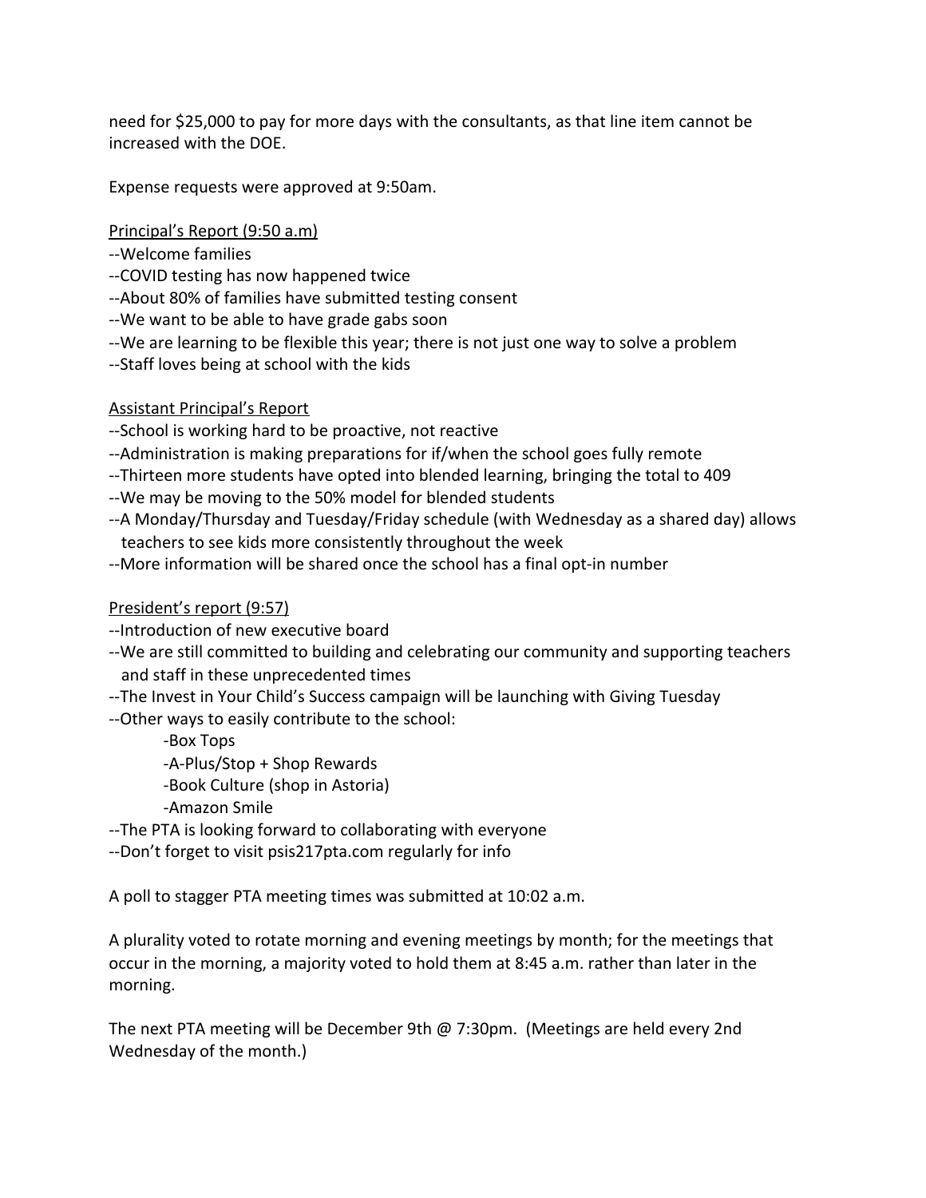need for $25,000 to pay for more days with the consultants, as that line item cannot be increased with the DOE.

Expense requests were approved at 9:50am.

<u>Principal's Report (9:50 a.m)</u>

--Welcome families
--COVID testing has now happened twice
--About 80% of families have submitted testing consent
--We want to be able to have grade gabs soon
--We are learning to be flexible this year; there is not just one way to solve a problem
--Staff loves being at school with the kids

<u>Assistant Principal's Report</u>

--School is working hard to be proactive, not reactive
--Administration is making preparations for if/when the school goes fully remote
--Thirteen more students have opted into blended learning, bringing the total to 409
--We may be moving to the 50% model for blended students
--A Monday/Thursday and Tuesday/Friday schedule (with Wednesday as a shared day) allows teachers to see kids more consistently throughout the week
--More information will be shared once the school has a final opt-in number

<u>President's report (9:57)</u>

--Introduction of new executive board
--We are still committed to building and celebrating our community and supporting teachers and staff in these unprecedented times
--The Invest in Your Child's Success campaign will be launching with Giving Tuesday
--Other ways to easily contribute to the school:
    -Box Tops
    -A-Plus/Stop + Shop Rewards
    -Book Culture (shop in Astoria)
    -Amazon Smile
--The PTA is looking forward to collaborating with everyone
--Don't forget to visit psis217pta.com regularly for info

A poll to stagger PTA meeting times was submitted at 10:02 a.m.

A plurality voted to rotate morning and evening meetings by month; for the meetings that occur in the morning, a majority voted to hold them at 8:45 a.m. rather than later in the morning.

The next PTA meeting will be December 9th @ 7:30pm. (Meetings are held every 2nd Wednesday of the month.)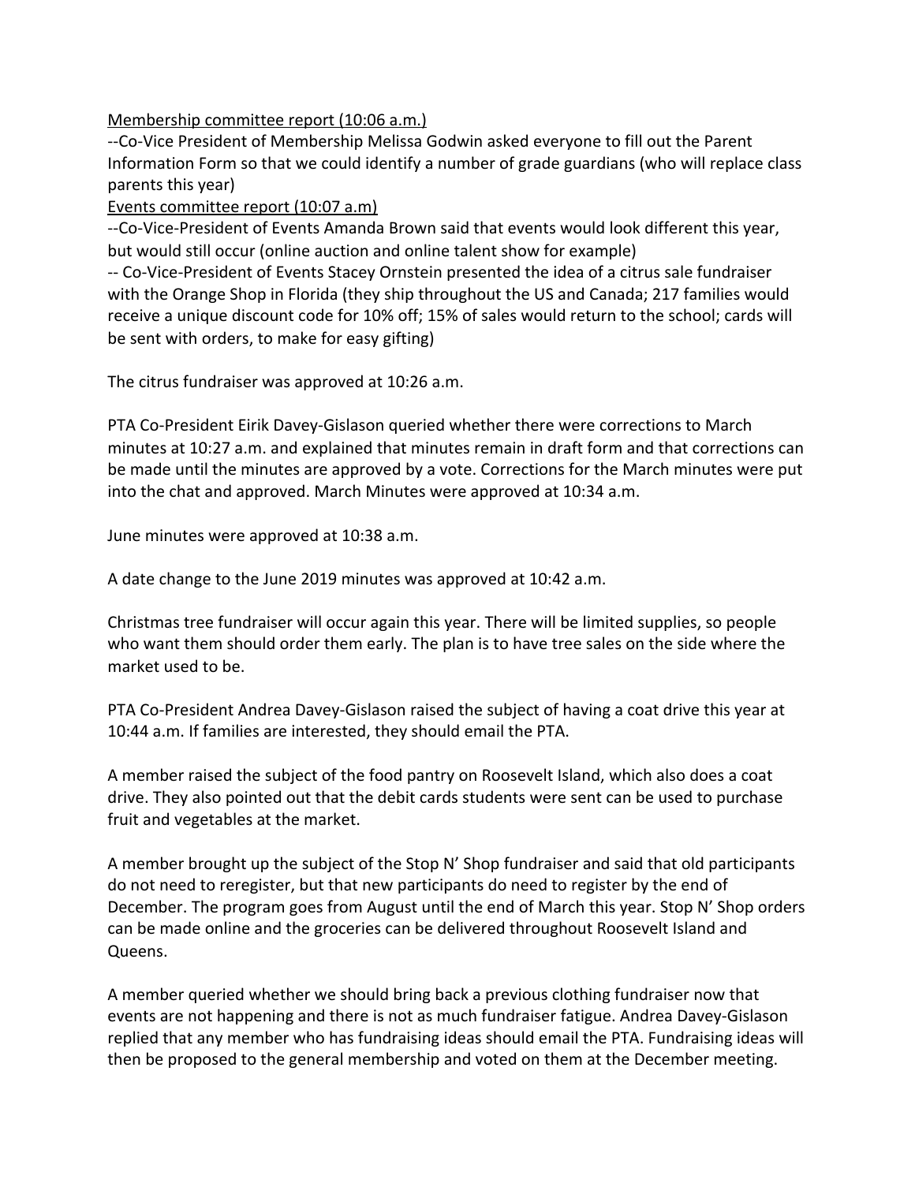<u>Membership committee report (10:06 a.m.)</u>

--Co-Vice President of Membership Melissa Godwin asked everyone to fill out the Parent Information Form so that we could identify a number of grade guardians (who will replace class parents this year)

<u>Events committee report (10:07 a.m)</u>

--Co-Vice-President of Events Amanda Brown said that events would look different this year, but would still occur (online auction and online talent show for example)

-- Co-Vice-President of Events Stacey Ornstein presented the idea of a citrus sale fundraiser with the Orange Shop in Florida (they ship throughout the US and Canada; 217 families would receive a unique discount code for 10% off; 15% of sales would return to the school; cards will be sent with orders, to make for easy gifting)

The citrus fundraiser was approved at 10:26 a.m.

PTA Co-President Eirik Davey-Gislason queried whether there were corrections to March minutes at 10:27 a.m. and explained that minutes remain in draft form and that corrections can be made until the minutes are approved by a vote. Corrections for the March minutes were put into the chat and approved. March Minutes were approved at 10:34 a.m.

June minutes were approved at 10:38 a.m.

A date change to the June 2019 minutes was approved at 10:42 a.m.

Christmas tree fundraiser will occur again this year. There will be limited supplies, so people who want them should order them early. The plan is to have tree sales on the side where the market used to be.

PTA Co-President Andrea Davey-Gislason raised the subject of having a coat drive this year at 10:44 a.m. If families are interested, they should email the PTA.

A member raised the subject of the food pantry on Roosevelt Island, which also does a coat drive. They also pointed out that the debit cards students were sent can be used to purchase fruit and vegetables at the market.

A member brought up the subject of the Stop N' Shop fundraiser and said that old participants do not need to reregister, but that new participants do need to register by the end of December. The program goes from August until the end of March this year. Stop N' Shop orders can be made online and the groceries can be delivered throughout Roosevelt Island and Queens.

A member queried whether we should bring back a previous clothing fundraiser now that events are not happening and there is not as much fundraiser fatigue. Andrea Davey-Gislason replied that any member who has fundraising ideas should email the PTA. Fundraising ideas will then be proposed to the general membership and voted on them at the December meeting.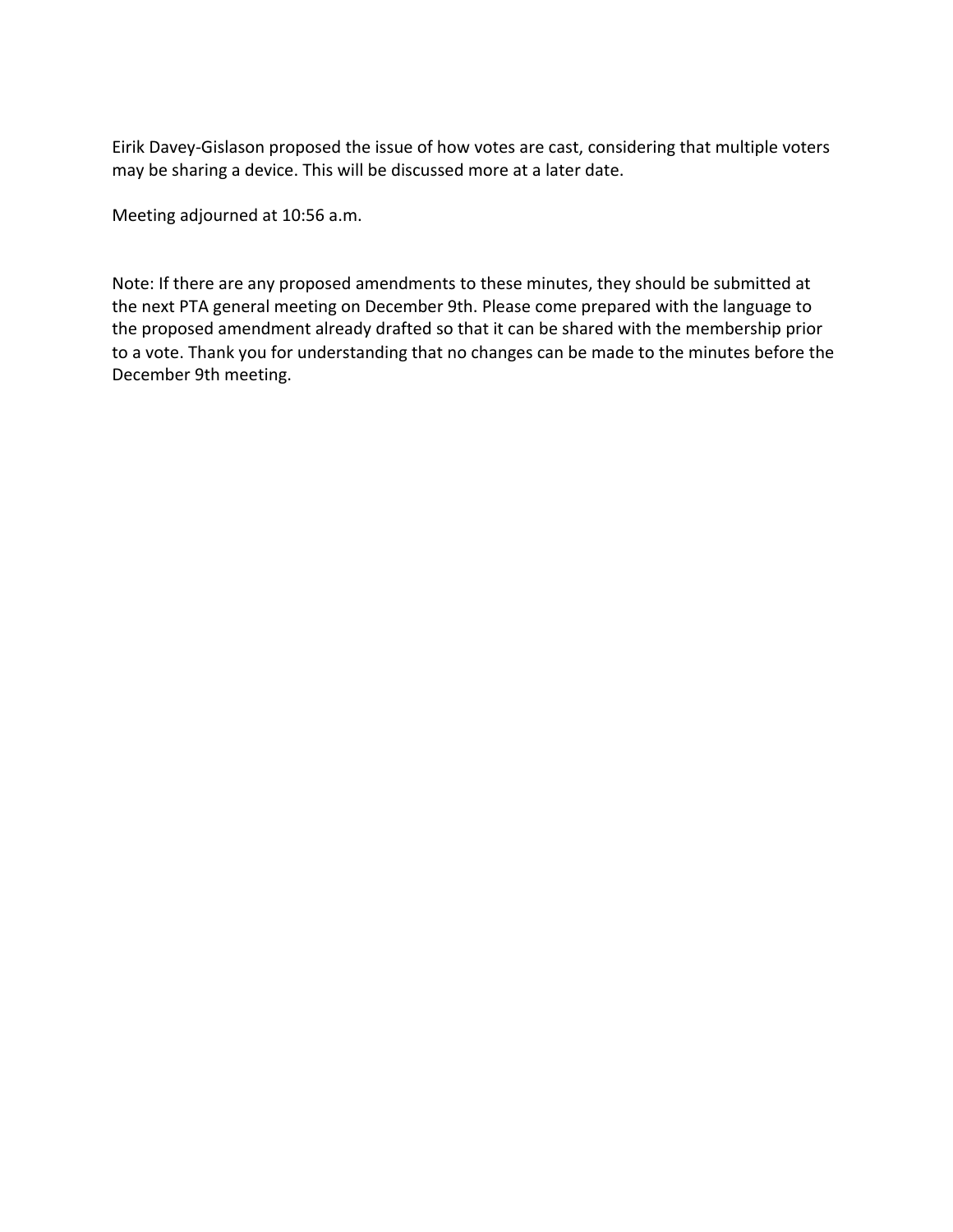Eirik Davey-Gislason proposed the issue of how votes are cast, considering that multiple voters may be sharing a device. This will be discussed more at a later date.

Meeting adjourned at 10:56 a.m.

Note: If there are any proposed amendments to these minutes, they should be submitted at the next PTA general meeting on December 9th. Please come prepared with the language to the proposed amendment already drafted so that it can be shared with the membership prior to a vote. Thank you for understanding that no changes can be made to the minutes before the December 9th meeting.